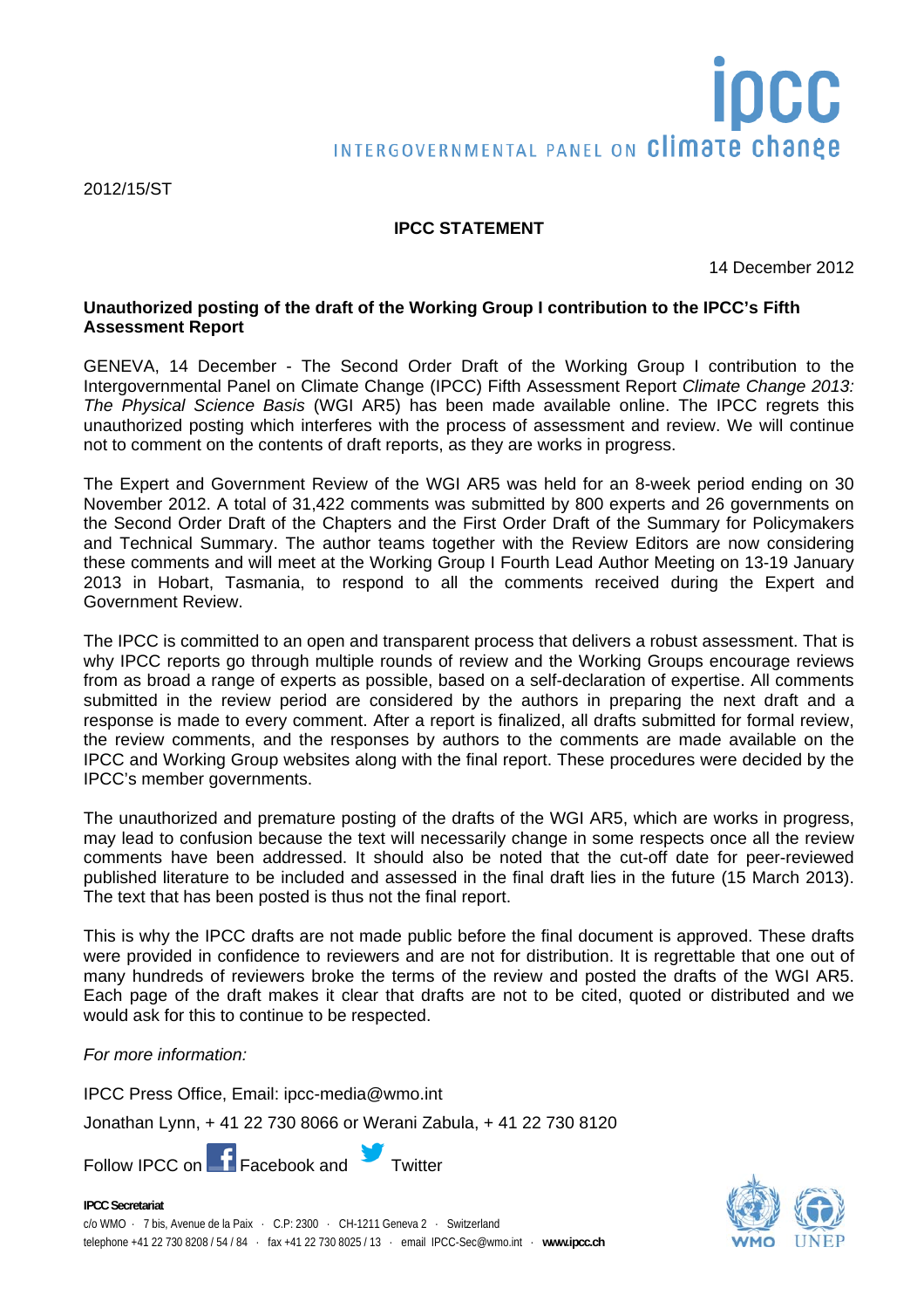2012/15/ST

**IPCC STATEMENT**

14 December 2012

**Unauthorized posting of the draft of the Working Group I contribution to the IPCC's Fifth Assessment Report**

GENEVA, 14 December - The Second Order Draft of the Working Group I contribution to the Intergovernmental Panel on Climate Change (IPCC) Fifth Assessment Report *Climate Change 2013: The Physical Science Basis* (WGI AR5) has been made available online. The IPCC regrets this unauthorized posting which interferes with the process of assessment and review. We will continue not to comment on the contents of draft reports, as they are works in progress.

The Expert and Government Review of the WGI AR5 was held for an 8-week period ending on 30 November 2012. A total of 31,422 comments was submitted by 800 experts and 26 governments on the Second Order Draft of the Chapters and the First Order Draft of the Summary for Policymakers and Technical Summary. The author teams together with the Review Editors are now considering these comments and will meet at the Working Group I Fourth Lead Author Meeting on 13-19 January 2013 in Hobart, Tasmania, to respond to all the comments received during the Expert and Government Review.

The IPCC is committed to an open and transparent process that delivers a robust assessment. That is why IPCC reports go through multiple rounds of review and the Working Groups encourage reviews from as broad a range of experts as possible, based on a self-declaration of expertise. All comments submitted in the review period are considered by the authors in preparing the next draft and a response is made to every comment. After a report is finalized, all drafts submitted for formal review, the review comments, and the responses by authors to the comments are made available on the IPCC and Working Group websites along with the final report. These procedures were decided by the IPCC's member governments.

The unauthorized and premature posting of the drafts of the WGI AR5, which are works in progress, may lead to confusion because the text will necessarily change in some respects once all the review comments have been addressed. It should also be noted that the cut-off date for peer-reviewed published literature to be included and assessed in the final draft lies in the future (15 March 2013). The text that has been posted is thus not the final report.

This is why the IPCC drafts are not made public before the final document is approved. These drafts were provided in confidence to reviewers and are not for distribution. It is regrettable that one out of many hundreds of reviewers broke the terms of the review and posted the drafts of the WGI AR5. Each page of the draft makes it clear that drafts are not to be cited, quoted or distributed and we would ask for this to continue to be respected.

*For more information:*

IPCC Press Office, Email: ipcc-media@wmo.int

Jonathan Lynn, + 41 22 730 8066 or Werani Zabula, + 41 22 730 8120

Follow IPCC on Facebook and Twitter

**IPCC Secretariat**

c/o WMO · 7 bis, Avenue de la Paix · C.P: 2300 · CH-1211 Geneva 2 · Switzerland

telephone +41 22 730 8208 / 54 / 84 · fax +41 22 730 8025 / 13 · email IPCC-Sec@wmo.int · **www.ipcc.ch**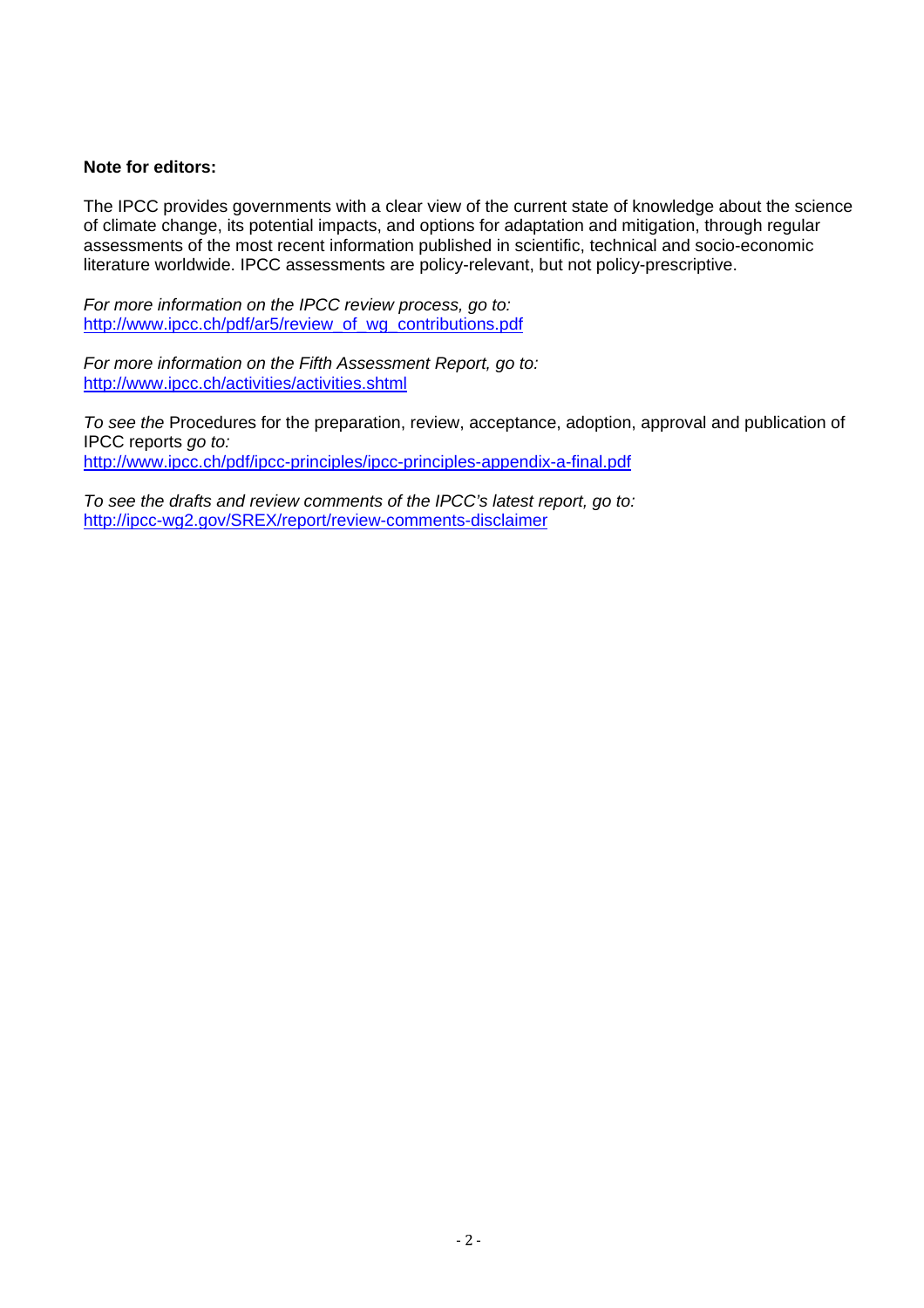**Note for editors:**

The IPCC provides governments with a clear view of the current state of knowledge about the science of climate change, its potential impacts, and options for adaptation and mitigation, through regular assessments of the most recent information published in scientific, technical and socio-economic literature worldwide. IPCC assessments are policy-relevant, but not policy-prescriptive.

*For more information on the IPCC review process, go to:*
http://www.ipcc.ch/pdf/ar5/review_of_wg_contributions.pdf

*For more information on the Fifth Assessment Report, go to:*
http://www.ipcc.ch/activities/activities.shtml

*To see the* Procedures for the preparation, review, acceptance, adoption, approval and publication of IPCC reports *go to:*
http://www.ipcc.ch/pdf/ipcc-principles/ipcc-principles-appendix-a-final.pdf

*To see the drafts and review comments of the IPCC's latest report, go to:*
http://ipcc-wg2.gov/SREX/report/review-comments-disclaimer